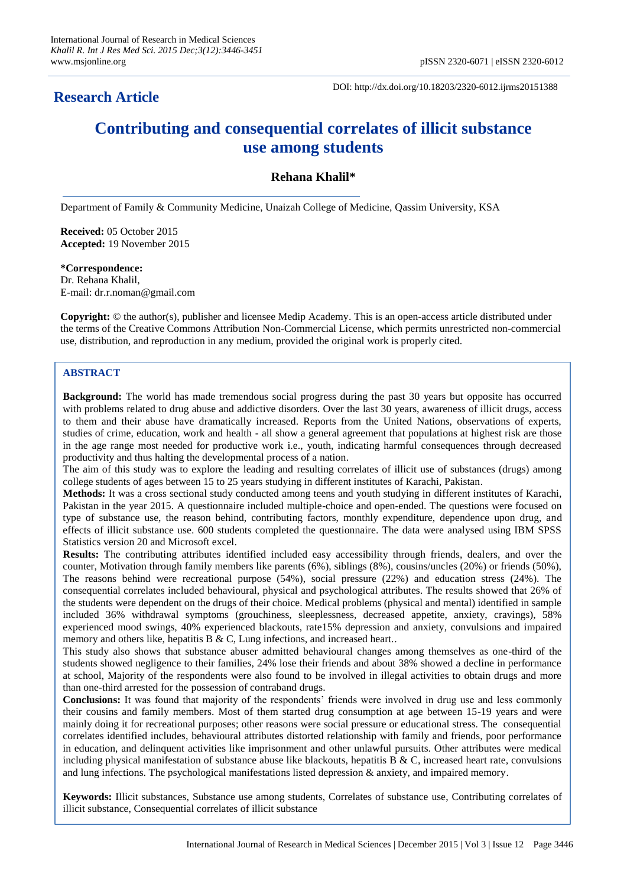**Research Article**

DOI: http://dx.doi.org/10.18203/2320-6012.ijrms20151388

# Contributing and consequential correlates of illicit substance use among students

**Rehana Khalil***

Department of Family & Community Medicine, Unaizah College of Medicine, Qassim University, KSA

**Received:** 05 October 2015
**Accepted:** 19 November 2015

***Correspondence:**
Dr. Rehana Khalil,
E-mail: dr.r.noman@gmail.com

**Copyright:** © the author(s), publisher and licensee Medip Academy. This is an open-access article distributed under the terms of the Creative Commons Attribution Non-Commercial License, which permits unrestricted non-commercial use, distribution, and reproduction in any medium, provided the original work is properly cited.

## ABSTRACT

**Background:** The world has made tremendous social progress during the past 30 years but opposite has occurred with problems related to drug abuse and addictive disorders. Over the last 30 years, awareness of illicit drugs, access to them and their abuse have dramatically increased. Reports from the United Nations, observations of experts, studies of crime, education, work and health - all show a general agreement that populations at highest risk are those in the age range most needed for productive work i.e., youth, indicating harmful consequences through decreased productivity and thus halting the developmental process of a nation.

The aim of this study was to explore the leading and resulting correlates of illicit use of substances (drugs) among college students of ages between 15 to 25 years studying in different institutes of Karachi, Pakistan.

**Methods:** It was a cross sectional study conducted among teens and youth studying in different institutes of Karachi, Pakistan in the year 2015. A questionnaire included multiple-choice and open-ended. The questions were focused on type of substance use, the reason behind, contributing factors, monthly expenditure, dependence upon drug, and effects of illicit substance use. 600 students completed the questionnaire. The data were analysed using IBM SPSS Statistics version 20 and Microsoft excel.

**Results:** The contributing attributes identified included easy accessibility through friends, dealers, and over the counter, Motivation through family members like parents (6%), siblings (8%), cousins/uncles (20%) or friends (50%), The reasons behind were recreational purpose (54%), social pressure (22%) and education stress (24%). The consequential correlates included behavioural, physical and psychological attributes. The results showed that 26% of the students were dependent on the drugs of their choice. Medical problems (physical and mental) identified in sample included 36% withdrawal symptoms (grouchiness, sleeplessness, decreased appetite, anxiety, cravings), 58% experienced mood swings, 40% experienced blackouts, rate15% depression and anxiety, convulsions and impaired memory and others like, hepatitis B & C, Lung infections, and increased heart..

This study also shows that substance abuser admitted behavioural changes among themselves as one-third of the students showed negligence to their families, 24% lose their friends and about 38% showed a decline in performance at school, Majority of the respondents were also found to be involved in illegal activities to obtain drugs and more than one-third arrested for the possession of contraband drugs.

**Conclusions:** It was found that majority of the respondents' friends were involved in drug use and less commonly their cousins and family members. Most of them started drug consumption at age between 15-19 years and were mainly doing it for recreational purposes; other reasons were social pressure or educational stress. The consequential correlates identified includes, behavioural attributes distorted relationship with family and friends, poor performance in education, and delinquent activities like imprisonment and other unlawful pursuits. Other attributes were medical including physical manifestation of substance abuse like blackouts, hepatitis B & C, increased heart rate, convulsions and lung infections. The psychological manifestations listed depression & anxiety, and impaired memory.

**Keywords:** Illicit substances, Substance use among students, Correlates of substance use, Contributing correlates of illicit substance, Consequential correlates of illicit substance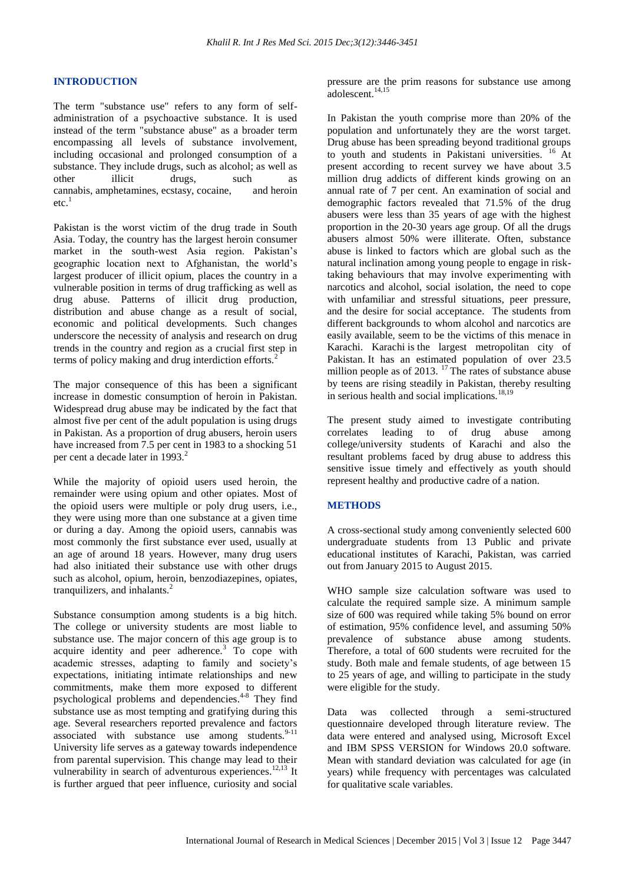## INTRODUCTION

The term "substance use" refers to any form of self-administration of a psychoactive substance. It is used instead of the term "substance abuse" as a broader term encompassing all levels of substance involvement, including occasional and prolonged consumption of a substance. They include drugs, such as alcohol; as well as other illicit drugs, such as cannabis, amphetamines, ecstasy, cocaine, and heroin etc.[1]

Pakistan is the worst victim of the drug trade in South Asia. Today, the country has the largest heroin consumer market in the south-west Asia region. Pakistan's geographic location next to Afghanistan, the world's largest producer of illicit opium, places the country in a vulnerable position in terms of drug trafficking as well as drug abuse. Patterns of illicit drug production, distribution and abuse change as a result of social, economic and political developments. Such changes underscore the necessity of analysis and research on drug trends in the country and region as a crucial first step in terms of policy making and drug interdiction efforts.[2]

The major consequence of this has been a significant increase in domestic consumption of heroin in Pakistan. Widespread drug abuse may be indicated by the fact that almost five per cent of the adult population is using drugs in Pakistan. As a proportion of drug abusers, heroin users have increased from 7.5 per cent in 1983 to a shocking 51 per cent a decade later in 1993.[2]

While the majority of opioid users used heroin, the remainder were using opium and other opiates. Most of the opioid users were multiple or poly drug users, i.e., they were using more than one substance at a given time or during a day. Among the opioid users, cannabis was most commonly the first substance ever used, usually at an age of around 18 years. However, many drug users had also initiated their substance use with other drugs such as alcohol, opium, heroin, benzodiazepines, opiates, tranquilizers, and inhalants.[2]

Substance consumption among students is a big hitch. The college or university students are most liable to substance use. The major concern of this age group is to acquire identity and peer adherence.[3] To cope with academic stresses, adapting to family and society's expectations, initiating intimate relationships and new commitments, make them more exposed to different psychological problems and dependencies.[4-8] They find substance use as most tempting and gratifying during this age. Several researchers reported prevalence and factors associated with substance use among students.[9-11] University life serves as a gateway towards independence from parental supervision. This change may lead to their vulnerability in search of adventurous experiences.[12,13] It is further argued that peer influence, curiosity and social pressure are the prim reasons for substance use among adolescent.[14,15]

In Pakistan the youth comprise more than 20% of the population and unfortunately they are the worst target. Drug abuse has been spreading beyond traditional groups to youth and students in Pakistani universities.[16] At present according to recent survey we have about 3.5 million drug addicts of different kinds growing on an annual rate of 7 per cent. An examination of social and demographic factors revealed that 71.5% of the drug abusers were less than 35 years of age with the highest proportion in the 20-30 years age group. Of all the drugs abusers almost 50% were illiterate. Often, substance abuse is linked to factors which are global such as the natural inclination among young people to engage in risk-taking behaviours that may involve experimenting with narcotics and alcohol, social isolation, the need to cope with unfamiliar and stressful situations, peer pressure, and the desire for social acceptance. The students from different backgrounds to whom alcohol and narcotics are easily available, seem to be the victims of this menace in Karachi. Karachi is the largest metropolitan city of Pakistan. It has an estimated population of over 23.5 million people as of 2013.[17] The rates of substance abuse by teens are rising steadily in Pakistan, thereby resulting in serious health and social implications.[18,19]

The present study aimed to investigate contributing correlates leading to of drug abuse among college/university students of Karachi and also the resultant problems faced by drug abuse to address this sensitive issue timely and effectively as youth should represent healthy and productive cadre of a nation.

## METHODS

A cross-sectional study among conveniently selected 600 undergraduate students from 13 Public and private educational institutes of Karachi, Pakistan, was carried out from January 2015 to August 2015.

WHO sample size calculation software was used to calculate the required sample size. A minimum sample size of 600 was required while taking 5% bound on error of estimation, 95% confidence level, and assuming 50% prevalence of substance abuse among students. Therefore, a total of 600 students were recruited for the study. Both male and female students, of age between 15 to 25 years of age, and willing to participate in the study were eligible for the study.

Data was collected through a semi-structured questionnaire developed through literature review. The data were entered and analysed using, Microsoft Excel and IBM SPSS VERSION for Windows 20.0 software. Mean with standard deviation was calculated for age (in years) while frequency with percentages was calculated for qualitative scale variables.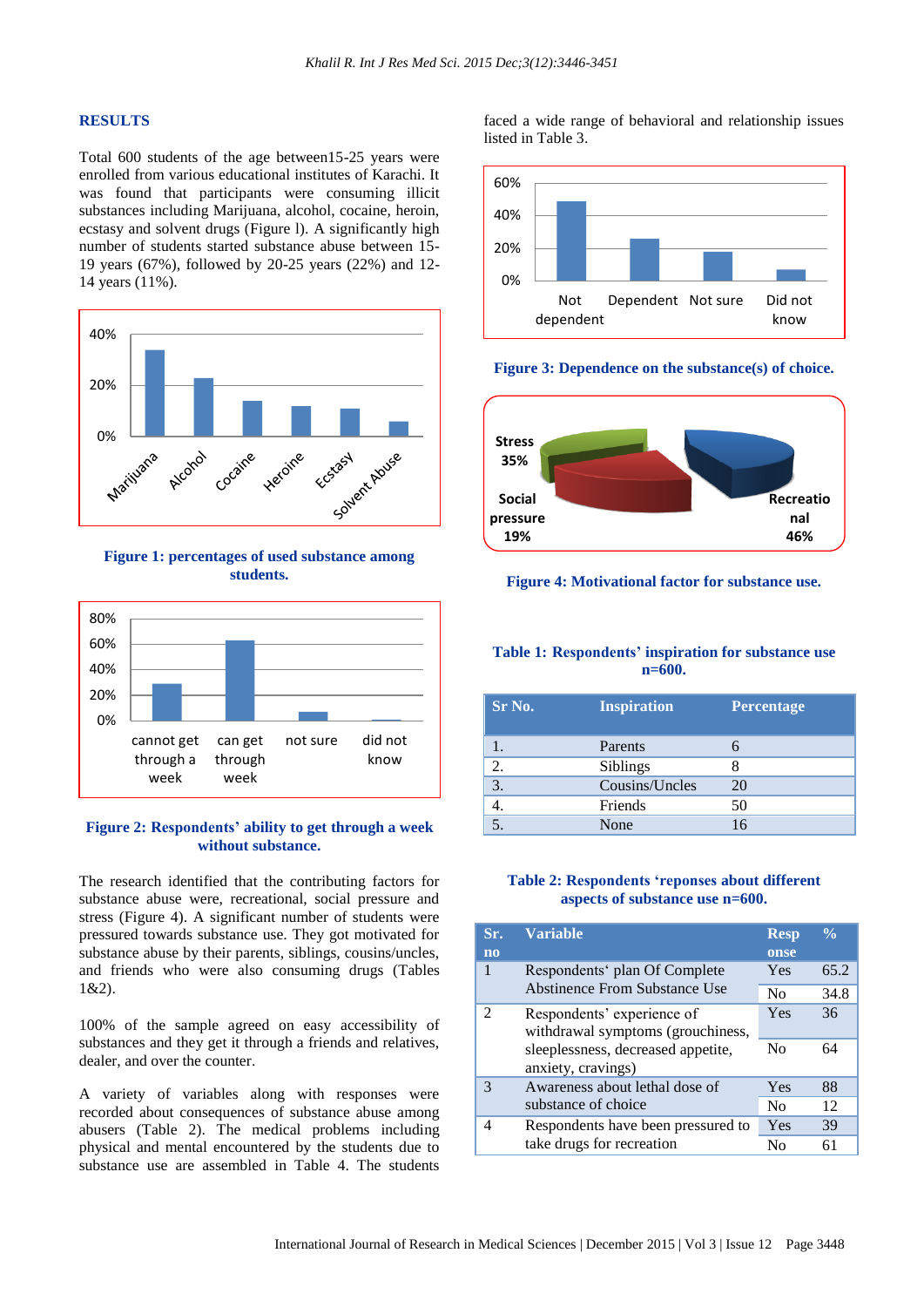## RESULTS

Total 600 students of the age between15-25 years were enrolled from various educational institutes of Karachi. It was found that participants were consuming illicit substances including Marijuana, alcohol, cocaine, heroin, ecstasy and solvent drugs (Figure l). A significantly high number of students started substance abuse between 15-19 years (67%), followed by 20-25 years (22%) and 12-14 years (11%).

40%
20%
0%
Marijuana
Alcohol
Cocaine
Heroine
Ecstasy
Solvent Abuse

**Figure 1: percentages of used substance among students.**

80%
60%
40%
20%
0%
cannot get through a week
can get through week
not sure
did not know

**Figure 2: Respondents' ability to get through a week without substance.**

The research identified that the contributing factors for substance abuse were, recreational, social pressure and stress (Figure 4). A significant number of students were pressured towards substance use. They got motivated for substance abuse by their parents, siblings, cousins/uncles, and friends who were also consuming drugs (Tables 1&2).

100% of the sample agreed on easy accessibility of substances and they get it through a friends and relatives, dealer, and over the counter.

A variety of variables along with responses were recorded about consequences of substance abuse among abusers (Table 2). The medical problems including physical and mental encountered by the students due to substance use are assembled in Table 4. The students faced a wide range of behavioral and relationship issues listed in Table 3.

60%
40%
20%
0%
Not dependent
Dependent
Not sure
Did not know

**Figure 3: Dependence on the substance(s) of choice.**

Stress 35%
Social pressure 19%
Recreational 46%

**Figure 4: Motivational factor for substance use.**

**Table 1: Respondents' inspiration for substance use n=600.**

| Sr No. | Inspiration | Percentage |
|---|---|---|
| 1. | Parents | 6 |
| 2. | Siblings | 8 |
| 3. | Cousins/Uncles | 20 |
| 4. | Friends | 50 |
| 5. | None | 16 |

**Table 2: Respondents 'reponses about different aspects of substance use n=600.**

| Sr. no | Variable | Response | % |
|---|---|---|---|
| 1 | Respondents' plan Of Complete Abstinence From Substance Use | Yes | 65.2 |
| | | No | 34.8 |
| 2 | Respondents' experience of withdrawal symptoms (grouchiness, sleeplessness, decreased appetite, anxiety, cravings) | Yes | 36 |
| | | No | 64 |
| 3 | Awareness about lethal dose of substance of choice | Yes | 88 |
| | | No | 12 |
| 4 | Respondents have been pressured to take drugs for recreation | Yes | 39 |
| | | No | 61 |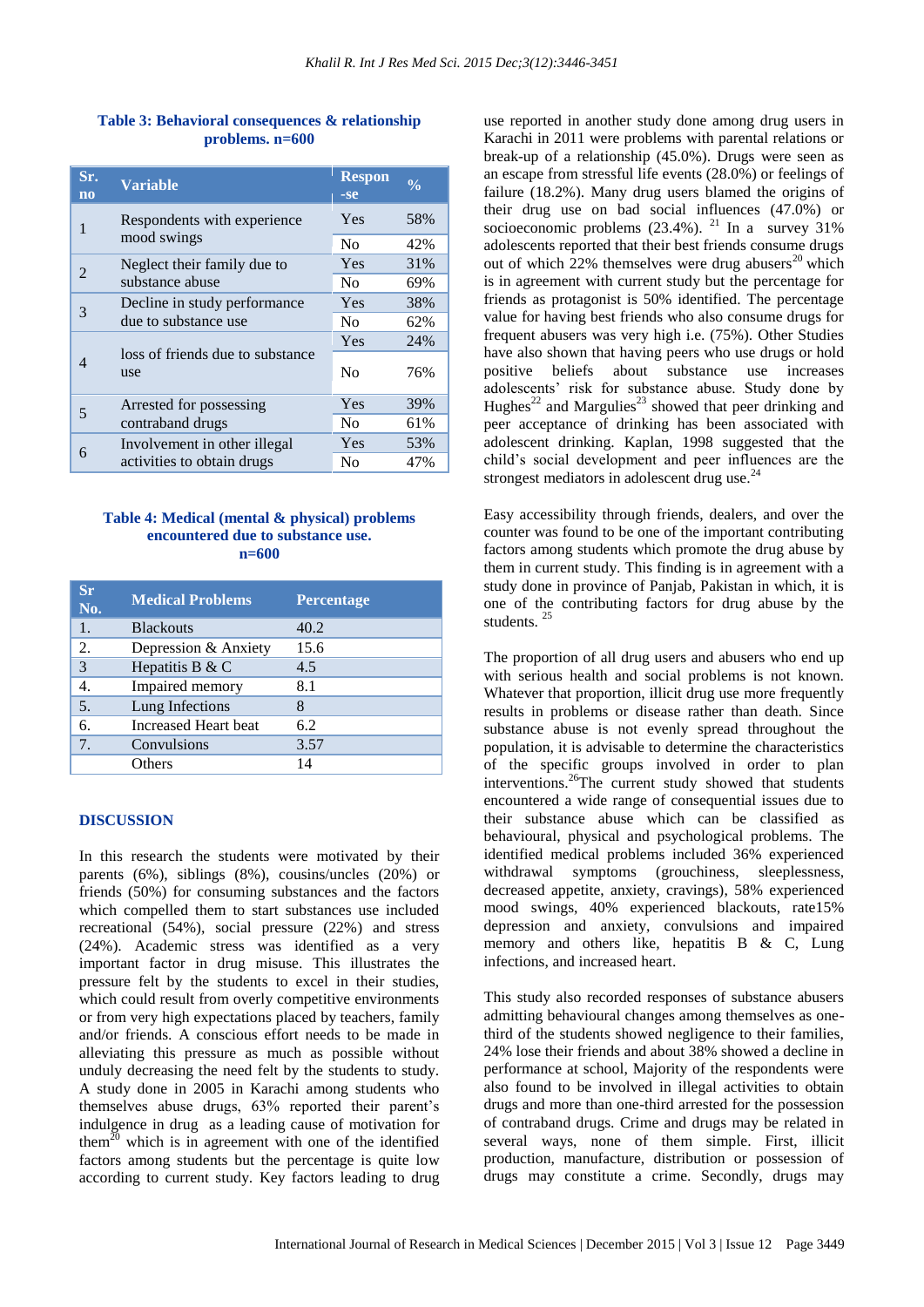**Table 3: Behavioral consequences & relationship problems. n=600**

| Sr. no | Variable | Respon-se | % |
|---|---|---|---|
| 1 | Respondents with experience mood swings | Yes | 58% |
| | | No | 42% |
| 2 | Neglect their family due to substance abuse | Yes | 31% |
| | | No | 69% |
| 3 | Decline in study performance due to substance use | Yes | 38% |
| | | No | 62% |
| 4 | loss of friends due to substance use | Yes | 24% |
| | | No | 76% |
| 5 | Arrested for possessing contraband drugs | Yes | 39% |
| | | No | 61% |
| 6 | Involvement in other illegal activities to obtain drugs | Yes | 53% |
| | | No | 47% |

**Table 4: Medical (mental & physical) problems encountered due to substance use. n=600**

| Sr No. | Medical Problems | Percentage |
|---|---|---|
| 1. | Blackouts | 40.2 |
| 2. | Depression & Anxiety | 15.6 |
| 3 | Hepatitis B & C | 4.5 |
| 4. | Impaired memory | 8.1 |
| 5. | Lung Infections | 8 |
| 6. | Increased Heart beat | 6.2 |
| 7. | Convulsions | 3.57 |
| | Others | 14 |

## DISCUSSION

In this research the students were motivated by their parents (6%), siblings (8%), cousins/uncles (20%) or friends (50%) for consuming substances and the factors which compelled them to start substances use included recreational (54%), social pressure (22%) and stress (24%). Academic stress was identified as a very important factor in drug misuse. This illustrates the pressure felt by the students to excel in their studies, which could result from overly competitive environments or from very high expectations placed by teachers, family and/or friends. A conscious effort needs to be made in alleviating this pressure as much as possible without unduly decreasing the need felt by the students to study. A study done in 2005 in Karachi among students who themselves abuse drugs, 63% reported their parent's indulgence in drug as a leading cause of motivation for them[20] which is in agreement with one of the identified factors among students but the percentage is quite low according to current study. Key factors leading to drug use reported in another study done among drug users in Karachi in 2011 were problems with parental relations or break-up of a relationship (45.0%). Drugs were seen as an escape from stressful life events (28.0%) or feelings of failure (18.2%). Many drug users blamed the origins of their drug use on bad social influences (47.0%) or socioeconomic problems (23.4%). [21] In a survey 31% adolescents reported that their best friends consume drugs out of which 22% themselves were drug abusers[20] which is in agreement with current study but the percentage for friends as protagonist is 50% identified. The percentage value for having best friends who also consume drugs for frequent abusers was very high i.e. (75%). Other Studies have also shown that having peers who use drugs or hold positive beliefs about substance use increases adolescents' risk for substance abuse. Study done by Hughes[22] and Margulies[23] showed that peer drinking and peer acceptance of drinking has been associated with adolescent drinking. Kaplan, 1998 suggested that the child's social development and peer influences are the strongest mediators in adolescent drug use.[24]

Easy accessibility through friends, dealers, and over the counter was found to be one of the important contributing factors among students which promote the drug abuse by them in current study. This finding is in agreement with a study done in province of Panjab, Pakistan in which, it is one of the contributing factors for drug abuse by the students. [25]

The proportion of all drug users and abusers who end up with serious health and social problems is not known. Whatever that proportion, illicit drug use more frequently results in problems or disease rather than death. Since substance abuse is not evenly spread throughout the population, it is advisable to determine the characteristics of the specific groups involved in order to plan interventions.[26]The current study showed that students encountered a wide range of consequential issues due to their substance abuse which can be classified as behavioural, physical and psychological problems. The identified medical problems included 36% experienced withdrawal symptoms (grouchiness, sleeplessness, decreased appetite, anxiety, cravings), 58% experienced mood swings, 40% experienced blackouts, rate15% depression and anxiety, convulsions and impaired memory and others like, hepatitis B & C, Lung infections, and increased heart.

This study also recorded responses of substance abusers admitting behavioural changes among themselves as one-third of the students showed negligence to their families, 24% lose their friends and about 38% showed a decline in performance at school, Majority of the respondents were also found to be involved in illegal activities to obtain drugs and more than one-third arrested for the possession of contraband drugs. Crime and drugs may be related in several ways, none of them simple. First, illicit production, manufacture, distribution or possession of drugs may constitute a crime. Secondly, drugs may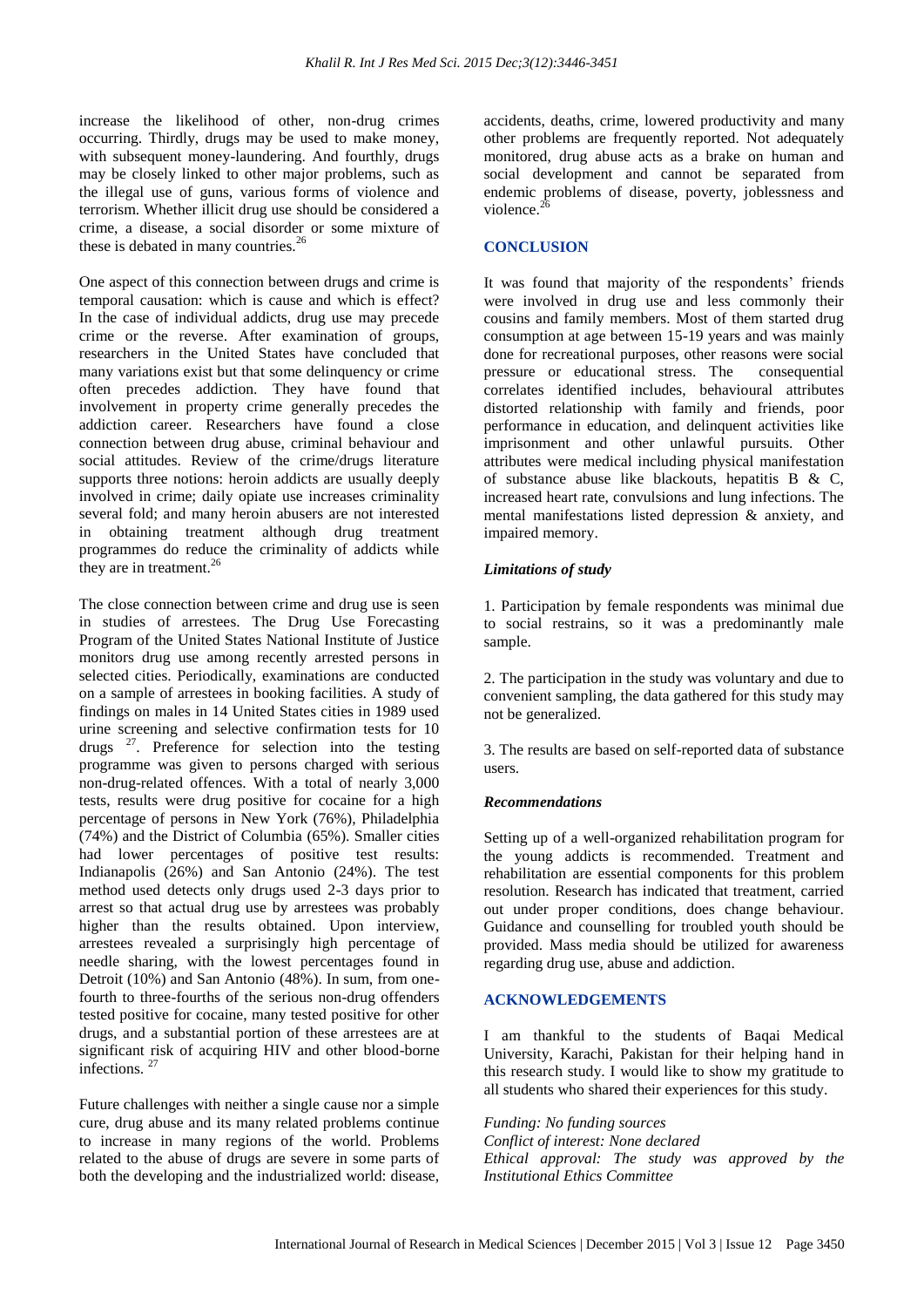increase the likelihood of other, non-drug crimes occurring. Thirdly, drugs may be used to make money, with subsequent money-laundering. And fourthly, drugs may be closely linked to other major problems, such as the illegal use of guns, various forms of violence and terrorism. Whether illicit drug use should be considered a crime, a disease, a social disorder or some mixture of these is debated in many countries.[26]

One aspect of this connection between drugs and crime is temporal causation: which is cause and which is effect? In the case of individual addicts, drug use may precede crime or the reverse. After examination of groups, researchers in the United States have concluded that many variations exist but that some delinquency or crime often precedes addiction. They have found that involvement in property crime generally precedes the addiction career. Researchers have found a close connection between drug abuse, criminal behaviour and social attitudes. Review of the crime/drugs literature supports three notions: heroin addicts are usually deeply involved in crime; daily opiate use increases criminality several fold; and many heroin abusers are not interested in obtaining treatment although drug treatment programmes do reduce the criminality of addicts while they are in treatment.[26]

The close connection between crime and drug use is seen in studies of arrestees. The Drug Use Forecasting Program of the United States National Institute of Justice monitors drug use among recently arrested persons in selected cities. Periodically, examinations are conducted on a sample of arrestees in booking facilities. A study of findings on males in 14 United States cities in 1989 used urine screening and selective confirmation tests for 10 drugs [27]. Preference for selection into the testing programme was given to persons charged with serious non-drug-related offences. With a total of nearly 3,000 tests, results were drug positive for cocaine for a high percentage of persons in New York (76%), Philadelphia (74%) and the District of Columbia (65%). Smaller cities had lower percentages of positive test results: Indianapolis (26%) and San Antonio (24%). The test method used detects only drugs used 2-3 days prior to arrest so that actual drug use by arrestees was probably higher than the results obtained. Upon interview, arrestees revealed a surprisingly high percentage of needle sharing, with the lowest percentages found in Detroit (10%) and San Antonio (48%). In sum, from one-fourth to three-fourths of the serious non-drug offenders tested positive for cocaine, many tested positive for other drugs, and a substantial portion of these arrestees are at significant risk of acquiring HIV and other blood-borne infections. [27]

Future challenges with neither a single cause nor a simple cure, drug abuse and its many related problems continue to increase in many regions of the world. Problems related to the abuse of drugs are severe in some parts of both the developing and the industrialized world: disease, accidents, deaths, crime, lowered productivity and many other problems are frequently reported. Not adequately monitored, drug abuse acts as a brake on human and social development and cannot be separated from endemic problems of disease, poverty, joblessness and violence.[26]

## CONCLUSION

It was found that majority of the respondents' friends were involved in drug use and less commonly their cousins and family members. Most of them started drug consumption at age between 15-19 years and was mainly done for recreational purposes, other reasons were social pressure or educational stress. The consequential correlates identified includes, behavioural attributes distorted relationship with family and friends, poor performance in education, and delinquent activities like imprisonment and other unlawful pursuits. Other attributes were medical including physical manifestation of substance abuse like blackouts, hepatitis B & C, increased heart rate, convulsions and lung infections. The mental manifestations listed depression & anxiety, and impaired memory.

### *Limitations of study*

1. Participation by female respondents was minimal due to social restrains, so it was a predominantly male sample.

2. The participation in the study was voluntary and due to convenient sampling, the data gathered for this study may not be generalized.

3. The results are based on self-reported data of substance users.

### *Recommendations*

Setting up of a well-organized rehabilitation program for the young addicts is recommended. Treatment and rehabilitation are essential components for this problem resolution. Research has indicated that treatment, carried out under proper conditions, does change behaviour. Guidance and counselling for troubled youth should be provided. Mass media should be utilized for awareness regarding drug use, abuse and addiction.

## ACKNOWLEDGEMENTS

I am thankful to the students of Baqai Medical University, Karachi, Pakistan for their helping hand in this research study. I would like to show my gratitude to all students who shared their experiences for this study.

*Funding: No funding sources*
*Conflict of interest: None declared*
*Ethical approval: The study was approved by the Institutional Ethics Committee*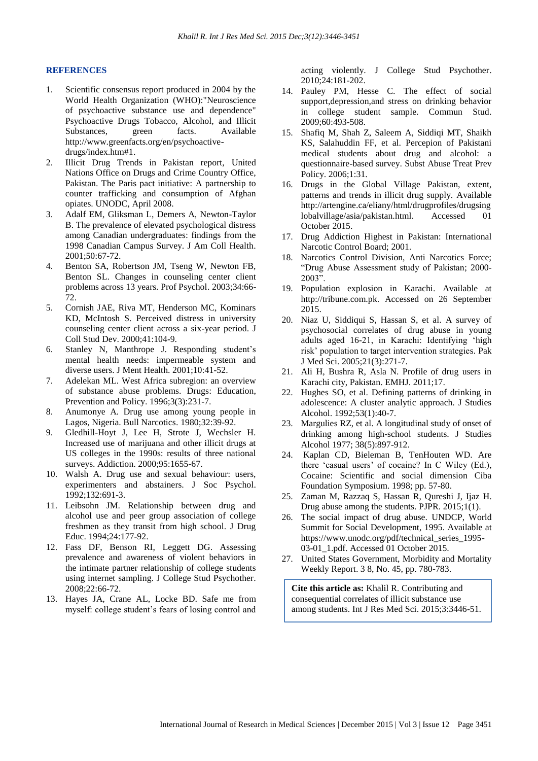## REFERENCES

1. Scientific consensus report produced in 2004 by the World Health Organization (WHO):"Neuroscience of psychoactive substance use and dependence" Psychoactive Drugs Tobacco, Alcohol, and Illicit Substances, green facts. Available http://www.greenfacts.org/en/psychoactive-drugs/index.htm#1.
2. Illicit Drug Trends in Pakistan report, United Nations Office on Drugs and Crime Country Office, Pakistan. The Paris pact initiative: A partnership to counter trafficking and consumption of Afghan opiates. UNODC, April 2008.
3. Adalf EM, Gliksman L, Demers A, Newton-Taylor B. The prevalence of elevated psychological distress among Canadian undergraduates: findings from the 1998 Canadian Campus Survey. J Am Coll Health. 2001;50:67-72.
4. Benton SA, Robertson JM, Tseng W, Newton FB, Benton SL. Changes in counseling center client problems across 13 years. Prof Psychol. 2003;34:66-72.
5. Cornish JAE, Riva MT, Henderson MC, Kominars KD, McIntosh S. Perceived distress in university counseling center client across a six-year period. J Coll Stud Dev. 2000;41:104-9.
6. Stanley N, Manthrope J. Responding student's mental health needs: impermeable system and diverse users. J Ment Health. 2001;10:41-52.
7. Adelekan ML. West Africa subregion: an overview of substance abuse problems. Drugs: Education, Prevention and Policy. 1996;3(3):231-7.
8. Anumonye A. Drug use among young people in Lagos, Nigeria. Bull Narcotics. 1980;32:39-92.
9. Gledhill-Hoyt J, Lee H, Strote J, Wechsler H. Increased use of marijuana and other illicit drugs at US colleges in the 1990s: results of three national surveys. Addiction. 2000;95:1655-67.
10. Walsh A. Drug use and sexual behaviour: users, experimenters and abstainers. J Soc Psychol. 1992;132:691-3.
11. Leibsohn JM. Relationship between drug and alcohol use and peer group association of college freshmen as they transit from high school. J Drug Educ. 1994;24:177-92.
12. Fass DF, Benson RI, Leggett DG. Assessing prevalence and awareness of violent behaviors in the intimate partner relationship of college students using internet sampling. J College Stud Psychother. 2008;22:66-72.
13. Hayes JA, Crane AL, Locke BD. Safe me from myself: college student's fears of losing control and acting violently. J College Stud Psychother. 2010;24:181-202.
14. Pauley PM, Hesse C. The effect of social support,depression,and stress on drinking behavior in college student sample. Commun Stud. 2009;60:493-508.
15. Shafiq M, Shah Z, Saleem A, Siddiqi MT, Shaikh KS, Salahuddin FF, et al. Percepion of Pakistani medical students about drug and alcohol: a questionnaire-based survey. Subst Abuse Treat Prev Policy. 2006;1:31.
16. Drugs in the Global Village Pakistan, extent, patterns and trends in illicit drug supply. Available http://artengine.ca/eliany/html/drugprofiles/drugsinglobalvillage/asia/pakistan.html. Accessed 01 October 2015.
17. Drug Addiction Highest in Pakistan: International Narcotic Control Board; 2001.
18. Narcotics Control Division, Anti Narcotics Force; "Drug Abuse Assessment study of Pakistan; 2000-2003".
19. Population explosion in Karachi. Available at http://tribune.com.pk. Accessed on 26 September 2015.
20. Niaz U, Siddiqui S, Hassan S, et al. A survey of psychosocial correlates of drug abuse in young adults aged 16-21, in Karachi: Identifying 'high risk' population to target intervention strategies. Pak J Med Sci. 2005;21(3):271-7.
21. Ali H, Bushra R, Asla N. Profile of drug users in Karachi city, Pakistan. EMHJ. 2011;17.
22. Hughes SO, et al. Defining patterns of drinking in adolescence: A cluster analytic approach. J Studies Alcohol. 1992;53(1):40-7.
23. Margulies RZ, et al. A longitudinal study of onset of drinking among high-school students. J Studies Alcohol 1977; 38(5):897-912.
24. Kaplan CD, Bieleman B, TenHouten WD. Are there 'casual users' of cocaine? In C Wiley (Ed.), Cocaine: Scientific and social dimension Ciba Foundation Symposium. 1998; pp. 57-80.
25. Zaman M, Razzaq S, Hassan R, Qureshi J, Ijaz H. Drug abuse among the students. PJPR. 2015;1(1).
26. The social impact of drug abuse. UNDCP, World Summit for Social Development, 1995. Available at https://www.unodc.org/pdf/technical_series_1995-03-01_1.pdf. Accessed 01 October 2015.
27. United States Government, Morbidity and Mortality Weekly Report. 3 8, No. 45, pp. 780-783.

**Cite this article as:** Khalil R. Contributing and consequential correlates of illicit substance use among students. Int J Res Med Sci. 2015;3:3446-51.